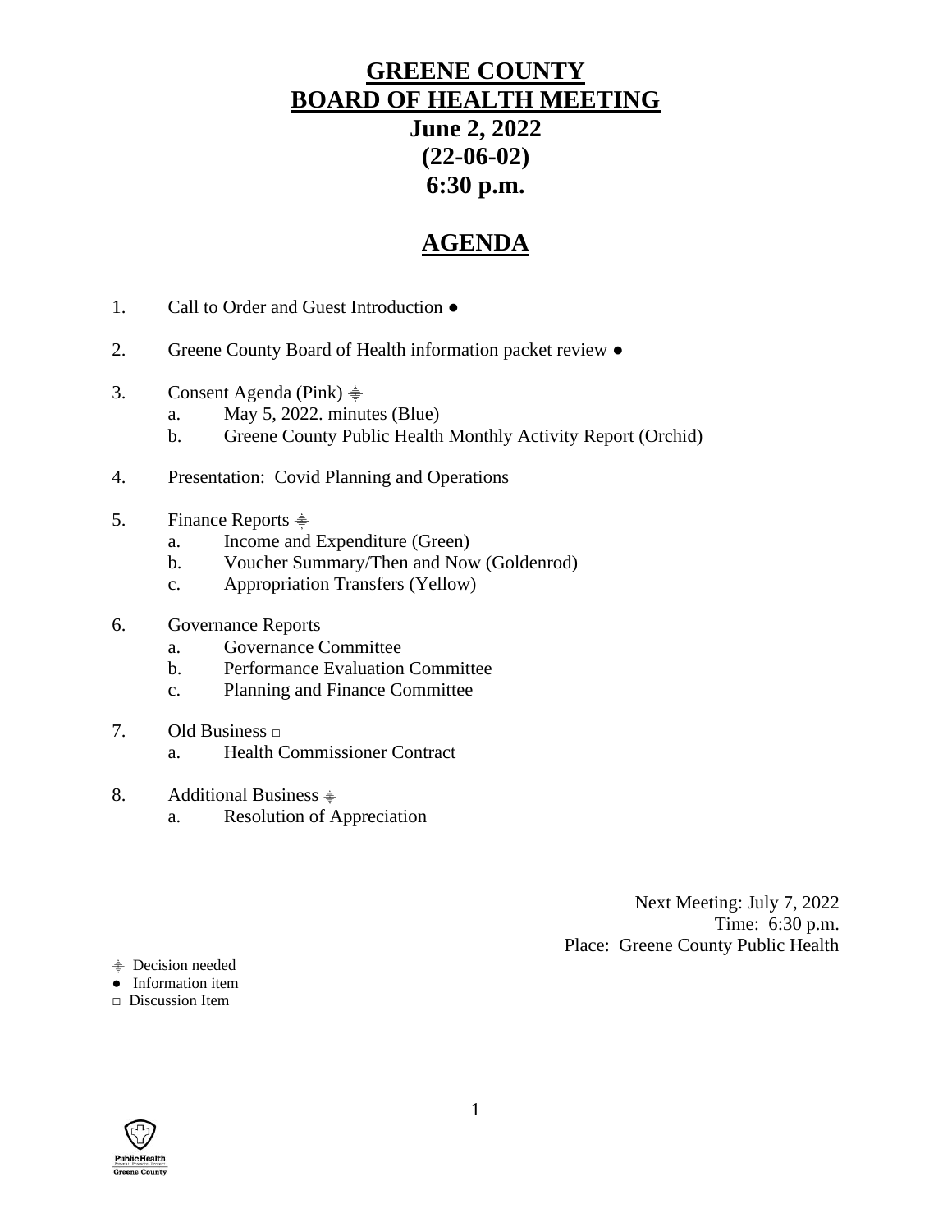# GREENE COUNTY BOARD OF HEALTH MEETING

**June 2, 2022**
**(22-06-02)**
**6:30 p.m.**

## AGENDA

1. Call to Order and Guest Introduction ●

2. Greene County Board of Health information packet review ●

3. Consent Agenda (Pink) ⯁
   a. May 5, 2022. minutes (Blue)
   b. Greene County Public Health Monthly Activity Report (Orchid)

4. Presentation: Covid Planning and Operations

5. Finance Reports ⯁
   a. Income and Expenditure (Green)
   b. Voucher Summary/Then and Now (Goldenrod)
   c. Appropriation Transfers (Yellow)

6. Governance Reports
   a. Governance Committee
   b. Performance Evaluation Committee
   c. Planning and Finance Committee

7. Old Business □
   a. Health Commissioner Contract

8. Additional Business ⯁
   a. Resolution of Appreciation

Next Meeting: July 7, 2022
Time: 6:30 p.m.
Place: Greene County Public Health

⯁ Decision needed
● Information item
□ Discussion Item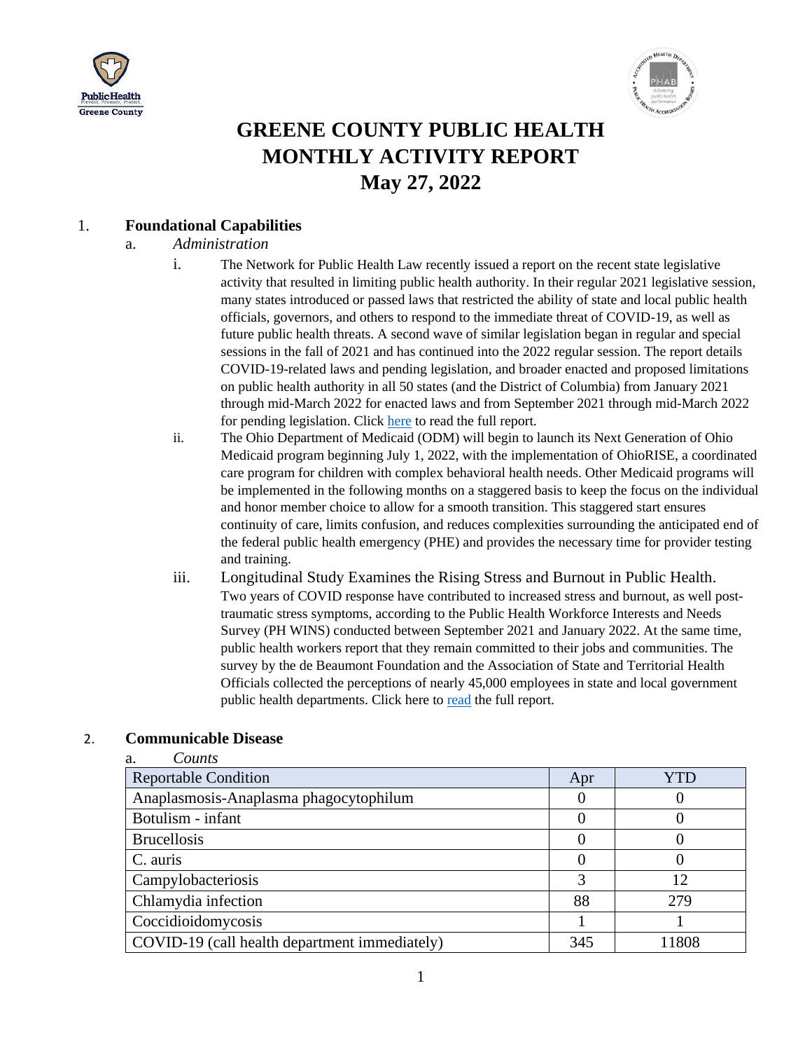# GREENE COUNTY PUBLIC HEALTH MONTHLY ACTIVITY REPORT May 27, 2022

## 1. Foundational Capabilities

### a. *Administration*

i. The Network for Public Health Law recently issued a report on the recent state legislative activity that resulted in limiting public health authority. In their regular 2021 legislative session, many states introduced or passed laws that restricted the ability of state and local public health officials, governors, and others to respond to the immediate threat of COVID-19, as well as future public health threats. A second wave of similar legislation began in regular and special sessions in the fall of 2021 and has continued into the 2022 regular session. The report details COVID-19-related laws and pending legislation, and broader enacted and proposed limitations on public health authority in all 50 states (and the District of Columbia) from January 2021 through mid-March 2022 for enacted laws and from September 2021 through mid-March 2022 for pending legislation. Click here to read the full report.

ii. The Ohio Department of Medicaid (ODM) will begin to launch its Next Generation of Ohio Medicaid program beginning July 1, 2022, with the implementation of OhioRISE, a coordinated care program for children with complex behavioral health needs. Other Medicaid programs will be implemented in the following months on a staggered basis to keep the focus on the individual and honor member choice to allow for a smooth transition. This staggered start ensures continuity of care, limits confusion, and reduces complexities surrounding the anticipated end of the federal public health emergency (PHE) and provides the necessary time for provider testing and training.

iii. Longitudinal Study Examines the Rising Stress and Burnout in Public Health. Two years of COVID response have contributed to increased stress and burnout, as well post-traumatic stress symptoms, according to the Public Health Workforce Interests and Needs Survey (PH WINS) conducted between September 2021 and January 2022. At the same time, public health workers report that they remain committed to their jobs and communities. The survey by the de Beaumont Foundation and the Association of State and Territorial Health Officials collected the perceptions of nearly 45,000 employees in state and local government public health departments. Click here to read the full report.

## 2. Communicable Disease

### a. *Counts*

| Reportable Condition | Apr | YTD |
|---|---|---|
| Anaplasmosis-Anaplasma phagocytophilum | 0 | 0 |
| Botulism - infant | 0 | 0 |
| Brucellosis | 0 | 0 |
| C. auris | 0 | 0 |
| Campylobacteriosis | 3 | 12 |
| Chlamydia infection | 88 | 279 |
| Coccidioidomycosis | 1 | 1 |
| COVID-19 (call health department immediately) | 345 | 11808 |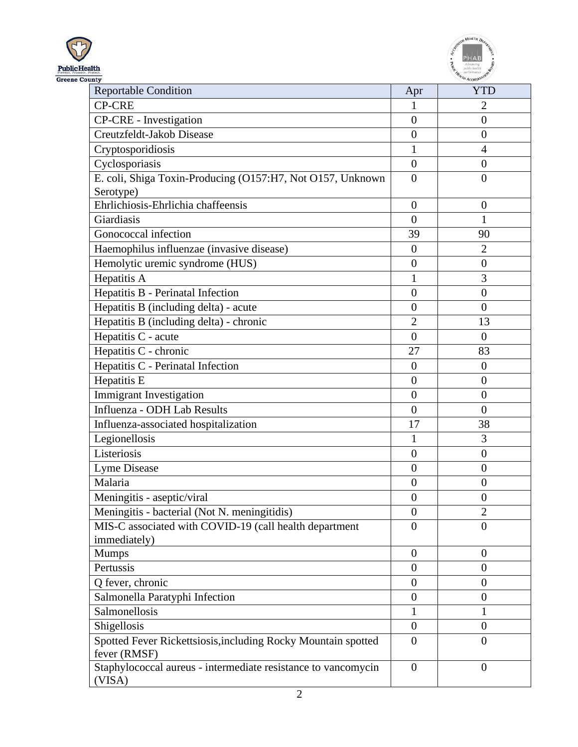| Reportable Condition | Apr | YTD |
| --- | --- | --- |
| CP-CRE | 1 | 2 |
| CP-CRE - Investigation | 0 | 0 |
| Creutzfeldt-Jakob Disease | 0 | 0 |
| Cryptosporidiosis | 1 | 4 |
| Cyclosporiasis | 0 | 0 |
| E. coli, Shiga Toxin-Producing (O157:H7, Not O157, Unknown Serotype) | 0 | 0 |
| Ehrlichiosis-Ehrlichia chaffeensis | 0 | 0 |
| Giardiasis | 0 | 1 |
| Gonococcal infection | 39 | 90 |
| Haemophilus influenzae (invasive disease) | 0 | 2 |
| Hemolytic uremic syndrome (HUS) | 0 | 0 |
| Hepatitis A | 1 | 3 |
| Hepatitis B - Perinatal Infection | 0 | 0 |
| Hepatitis B (including delta) - acute | 0 | 0 |
| Hepatitis B (including delta) - chronic | 2 | 13 |
| Hepatitis C - acute | 0 | 0 |
| Hepatitis C - chronic | 27 | 83 |
| Hepatitis C - Perinatal Infection | 0 | 0 |
| Hepatitis E | 0 | 0 |
| Immigrant Investigation | 0 | 0 |
| Influenza - ODH Lab Results | 0 | 0 |
| Influenza-associated hospitalization | 17 | 38 |
| Legionellosis | 1 | 3 |
| Listeriosis | 0 | 0 |
| Lyme Disease | 0 | 0 |
| Malaria | 0 | 0 |
| Meningitis - aseptic/viral | 0 | 0 |
| Meningitis - bacterial (Not N. meningitidis) | 0 | 2 |
| MIS-C associated with COVID-19 (call health department immediately) | 0 | 0 |
| Mumps | 0 | 0 |
| Pertussis | 0 | 0 |
| Q fever, chronic | 0 | 0 |
| Salmonella Paratyphi Infection | 0 | 0 |
| Salmonellosis | 1 | 1 |
| Shigellosis | 0 | 0 |
| Spotted Fever Rickettsiosis,including Rocky Mountain spotted fever (RMSF) | 0 | 0 |
| Staphylococcal aureus - intermediate resistance to vancomycin (VISA) | 0 | 0 |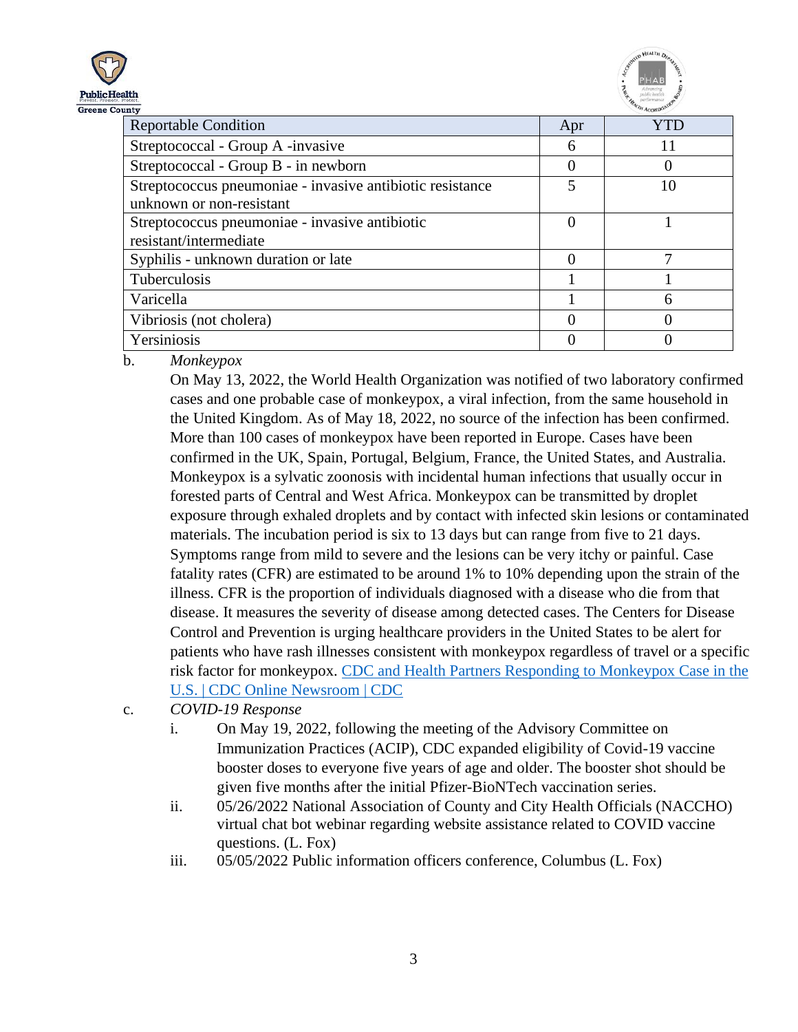| Reportable Condition | Apr | YTD |
|---|---|---|
| Streptococcal - Group A -invasive | 6 | 11 |
| Streptococcal - Group B - in newborn | 0 | 0 |
| Streptococcus pneumoniae - invasive antibiotic resistance unknown or non-resistant | 5 | 10 |
| Streptococcus pneumoniae - invasive antibiotic resistant/intermediate | 0 | 1 |
| Syphilis - unknown duration or late | 0 | 7 |
| Tuberculosis | 1 | 1 |
| Varicella | 1 | 6 |
| Vibriosis (not cholera) | 0 | 0 |
| Yersiniosis | 0 | 0 |

b. *Monkeypox*

On May 13, 2022, the World Health Organization was notified of two laboratory confirmed cases and one probable case of monkeypox, a viral infection, from the same household in the United Kingdom. As of May 18, 2022, no source of the infection has been confirmed. More than 100 cases of monkeypox have been reported in Europe. Cases have been confirmed in the UK, Spain, Portugal, Belgium, France, the United States, and Australia. Monkeypox is a sylvatic zoonosis with incidental human infections that usually occur in forested parts of Central and West Africa. Monkeypox can be transmitted by droplet exposure through exhaled droplets and by contact with infected skin lesions or contaminated materials. The incubation period is six to 13 days but can range from five to 21 days. Symptoms range from mild to severe and the lesions can be very itchy or painful. Case fatality rates (CFR) are estimated to be around 1% to 10% depending upon the strain of the illness. CFR is the proportion of individuals diagnosed with a disease who die from that disease. It measures the severity of disease among detected cases. The Centers for Disease Control and Prevention is urging healthcare providers in the United States to be alert for patients who have rash illnesses consistent with monkeypox regardless of travel or a specific risk factor for monkeypox. CDC and Health Partners Responding to Monkeypox Case in the U.S. | CDC Online Newsroom | CDC

c. *COVID-19 Response*

i. On May 19, 2022, following the meeting of the Advisory Committee on Immunization Practices (ACIP), CDC expanded eligibility of Covid-19 vaccine booster doses to everyone five years of age and older. The booster shot should be given five months after the initial Pfizer-BioNTech vaccination series.

ii. 05/26/2022 National Association of County and City Health Officials (NACCHO) virtual chat bot webinar regarding website assistance related to COVID vaccine questions. (L. Fox)

iii. 05/05/2022 Public information officers conference, Columbus (L. Fox)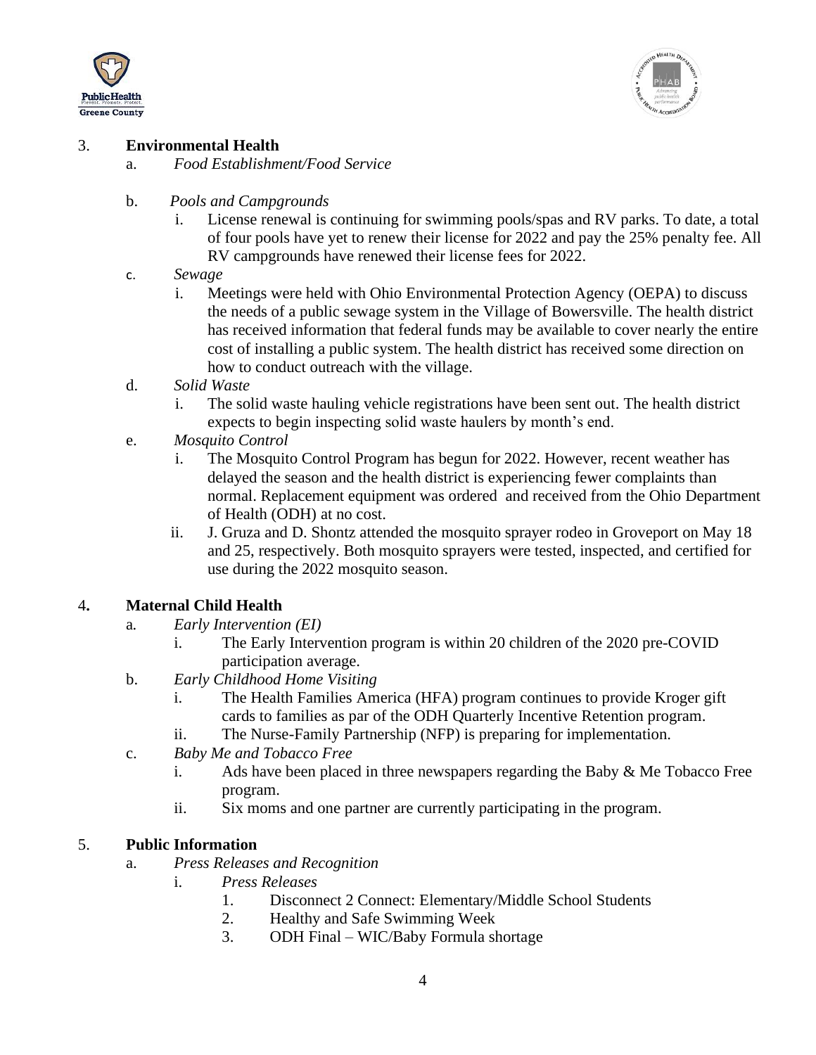3. **Environmental Health**

   a. *Food Establishment/Food Service*

   b. *Pools and Campgrounds*

      i. License renewal is continuing for swimming pools/spas and RV parks. To date, a total of four pools have yet to renew their license for 2022 and pay the 25% penalty fee. All RV campgrounds have renewed their license fees for 2022.

   c. *Sewage*

      i. Meetings were held with Ohio Environmental Protection Agency (OEPA) to discuss the needs of a public sewage system in the Village of Bowersville. The health district has received information that federal funds may be available to cover nearly the entire cost of installing a public system. The health district has received some direction on how to conduct outreach with the village.

   d. *Solid Waste*

      i. The solid waste hauling vehicle registrations have been sent out. The health district expects to begin inspecting solid waste haulers by month's end.

   e. *Mosquito Control*

      i. The Mosquito Control Program has begun for 2022. However, recent weather has delayed the season and the health district is experiencing fewer complaints than normal. Replacement equipment was ordered and received from the Ohio Department of Health (ODH) at no cost.

      ii. J. Gruza and D. Shontz attended the mosquito sprayer rodeo in Groveport on May 18 and 25, respectively. Both mosquito sprayers were tested, inspected, and certified for use during the 2022 mosquito season.

4. **Maternal Child Health**

   a. *Early Intervention (EI)*

      i. The Early Intervention program is within 20 children of the 2020 pre-COVID participation average.

   b. *Early Childhood Home Visiting*

      i. The Health Families America (HFA) program continues to provide Kroger gift cards to families as par of the ODH Quarterly Incentive Retention program.

      ii. The Nurse-Family Partnership (NFP) is preparing for implementation.

   c. *Baby Me and Tobacco Free*

      i. Ads have been placed in three newspapers regarding the Baby & Me Tobacco Free program.

      ii. Six moms and one partner are currently participating in the program.

5. **Public Information**

   a. *Press Releases and Recognition*

      i. *Press Releases*

         1. Disconnect 2 Connect: Elementary/Middle School Students
         2. Healthy and Safe Swimming Week
         3. ODH Final – WIC/Baby Formula shortage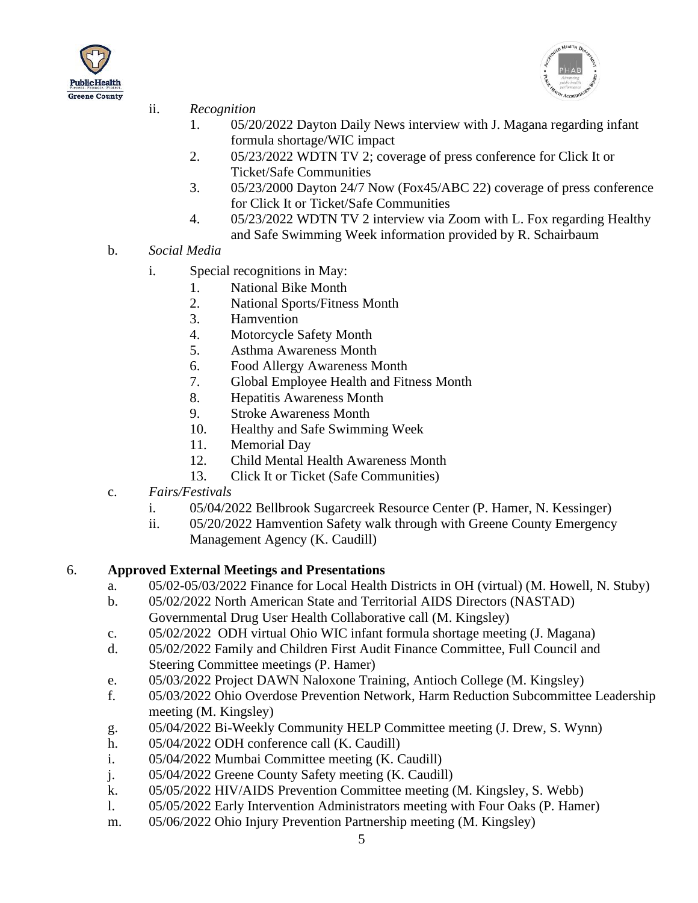ii. *Recognition*
   1. 05/20/2022 Dayton Daily News interview with J. Magana regarding infant formula shortage/WIC impact
   2. 05/23/2022 WDTN TV 2; coverage of press conference for Click It or Ticket/Safe Communities
   3. 05/23/2000 Dayton 24/7 Now (Fox45/ABC 22) coverage of press conference for Click It or Ticket/Safe Communities
   4. 05/23/2022 WDTN TV 2 interview via Zoom with L. Fox regarding Healthy and Safe Swimming Week information provided by R. Schairbaum

b. *Social Media*

   i. Special recognitions in May:
      1. National Bike Month
      2. National Sports/Fitness Month
      3. Hamvention
      4. Motorcycle Safety Month
      5. Asthma Awareness Month
      6. Food Allergy Awareness Month
      7. Global Employee Health and Fitness Month
      8. Hepatitis Awareness Month
      9. Stroke Awareness Month
      10. Healthy and Safe Swimming Week
      11. Memorial Day
      12. Child Mental Health Awareness Month
      13. Click It or Ticket (Safe Communities)

c. *Fairs/Festivals*
   i. 05/04/2022 Bellbrook Sugarcreek Resource Center (P. Hamer, N. Kessinger)
   ii. 05/20/2022 Hamvention Safety walk through with Greene County Emergency Management Agency (K. Caudill)

6. **Approved External Meetings and Presentations**
   a. 05/02-05/03/2022 Finance for Local Health Districts in OH (virtual) (M. Howell, N. Stuby)
   b. 05/02/2022 North American State and Territorial AIDS Directors (NASTAD) Governmental Drug User Health Collaborative call (M. Kingsley)
   c. 05/02/2022 ODH virtual Ohio WIC infant formula shortage meeting (J. Magana)
   d. 05/02/2022 Family and Children First Audit Finance Committee, Full Council and Steering Committee meetings (P. Hamer)
   e. 05/03/2022 Project DAWN Naloxone Training, Antioch College (M. Kingsley)
   f. 05/03/2022 Ohio Overdose Prevention Network, Harm Reduction Subcommittee Leadership meeting (M. Kingsley)
   g. 05/04/2022 Bi-Weekly Community HELP Committee meeting (J. Drew, S. Wynn)
   h. 05/04/2022 ODH conference call (K. Caudill)
   i. 05/04/2022 Mumbai Committee meeting (K. Caudill)
   j. 05/04/2022 Greene County Safety meeting (K. Caudill)
   k. 05/05/2022 HIV/AIDS Prevention Committee meeting (M. Kingsley, S. Webb)
   l. 05/05/2022 Early Intervention Administrators meeting with Four Oaks (P. Hamer)
   m. 05/06/2022 Ohio Injury Prevention Partnership meeting (M. Kingsley)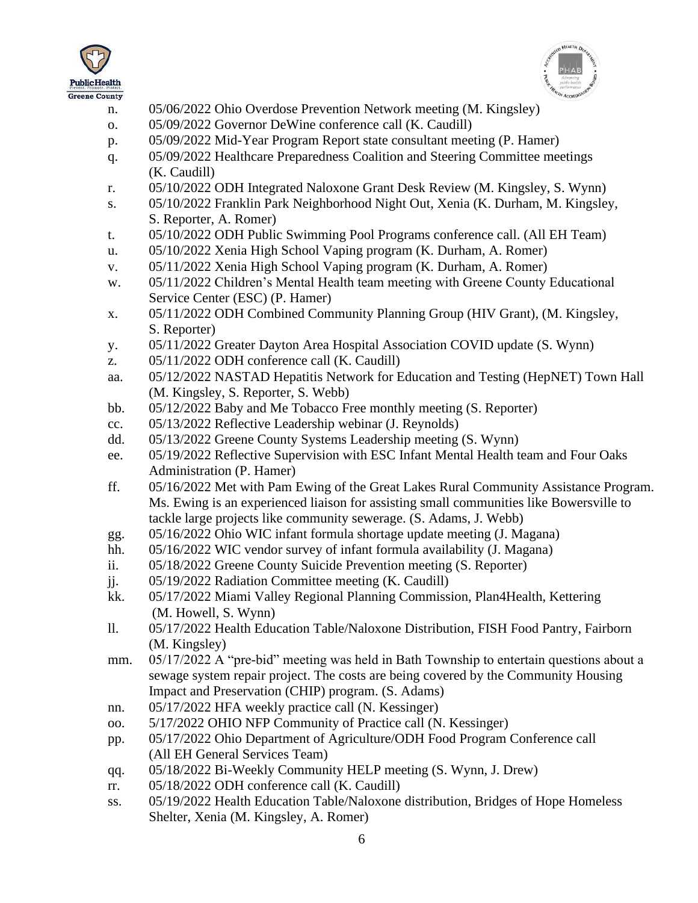n. 05/06/2022 Ohio Overdose Prevention Network meeting (M. Kingsley)
o. 05/09/2022 Governor DeWine conference call (K. Caudill)
p. 05/09/2022 Mid-Year Program Report state consultant meeting (P. Hamer)
q. 05/09/2022 Healthcare Preparedness Coalition and Steering Committee meetings (K. Caudill)
r. 05/10/2022 ODH Integrated Naloxone Grant Desk Review (M. Kingsley, S. Wynn)
s. 05/10/2022 Franklin Park Neighborhood Night Out, Xenia (K. Durham, M. Kingsley, S. Reporter, A. Romer)
t. 05/10/2022 ODH Public Swimming Pool Programs conference call. (All EH Team)
u. 05/10/2022 Xenia High School Vaping program (K. Durham, A. Romer)
v. 05/11/2022 Xenia High School Vaping program (K. Durham, A. Romer)
w. 05/11/2022 Children's Mental Health team meeting with Greene County Educational Service Center (ESC) (P. Hamer)
x. 05/11/2022 ODH Combined Community Planning Group (HIV Grant), (M. Kingsley, S. Reporter)
y. 05/11/2022 Greater Dayton Area Hospital Association COVID update (S. Wynn)
z. 05/11/2022 ODH conference call (K. Caudill)
aa. 05/12/2022 NASTAD Hepatitis Network for Education and Testing (HepNET) Town Hall (M. Kingsley, S. Reporter, S. Webb)
bb. 05/12/2022 Baby and Me Tobacco Free monthly meeting (S. Reporter)
cc. 05/13/2022 Reflective Leadership webinar (J. Reynolds)
dd. 05/13/2022 Greene County Systems Leadership meeting (S. Wynn)
ee. 05/19/2022 Reflective Supervision with ESC Infant Mental Health team and Four Oaks Administration (P. Hamer)
ff. 05/16/2022 Met with Pam Ewing of the Great Lakes Rural Community Assistance Program. Ms. Ewing is an experienced liaison for assisting small communities like Bowersville to tackle large projects like community sewerage. (S. Adams, J. Webb)
gg. 05/16/2022 Ohio WIC infant formula shortage update meeting (J. Magana)
hh. 05/16/2022 WIC vendor survey of infant formula availability (J. Magana)
ii. 05/18/2022 Greene County Suicide Prevention meeting (S. Reporter)
jj. 05/19/2022 Radiation Committee meeting (K. Caudill)
kk. 05/17/2022 Miami Valley Regional Planning Commission, Plan4Health, Kettering (M. Howell, S. Wynn)
ll. 05/17/2022 Health Education Table/Naloxone Distribution, FISH Food Pantry, Fairborn (M. Kingsley)
mm. 05/17/2022 A "pre-bid" meeting was held in Bath Township to entertain questions about a sewage system repair project. The costs are being covered by the Community Housing Impact and Preservation (CHIP) program. (S. Adams)
nn. 05/17/2022 HFA weekly practice call (N. Kessinger)
oo. 5/17/2022 OHIO NFP Community of Practice call (N. Kessinger)
pp. 05/17/2022 Ohio Department of Agriculture/ODH Food Program Conference call (All EH General Services Team)
qq. 05/18/2022 Bi-Weekly Community HELP meeting (S. Wynn, J. Drew)
rr. 05/18/2022 ODH conference call (K. Caudill)
ss. 05/19/2022 Health Education Table/Naloxone distribution, Bridges of Hope Homeless Shelter, Xenia (M. Kingsley, A. Romer)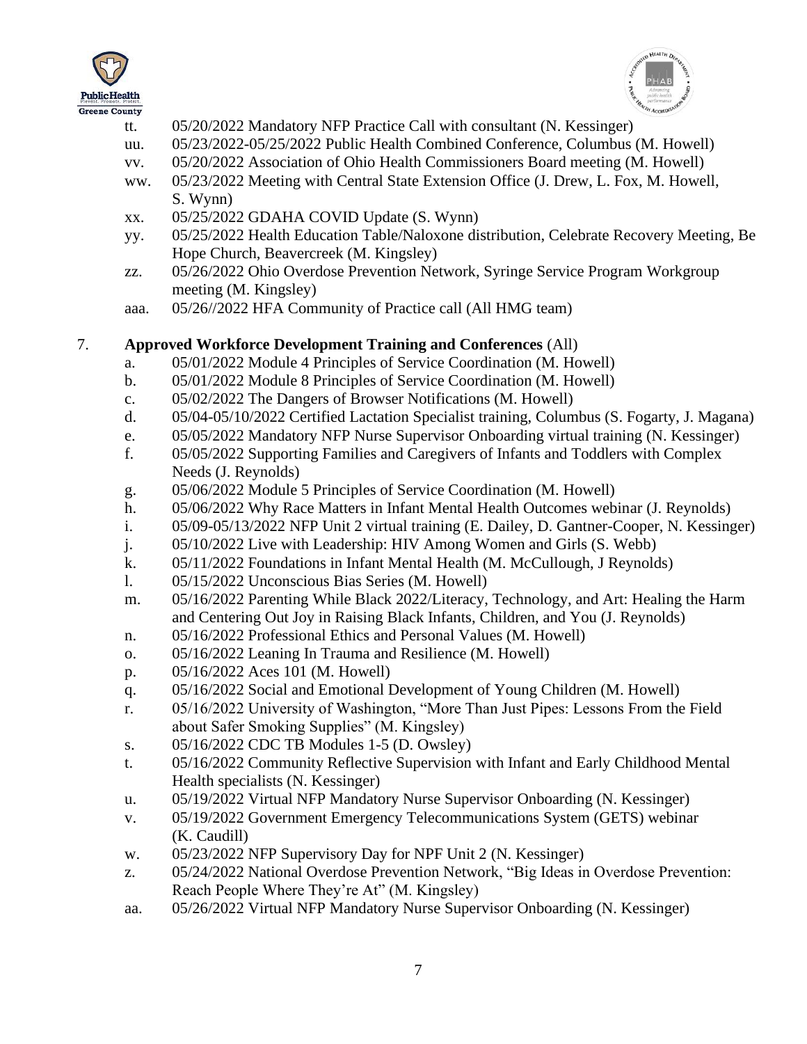tt. 05/20/2022 Mandatory NFP Practice Call with consultant (N. Kessinger)
uu. 05/23/2022-05/25/2022 Public Health Combined Conference, Columbus (M. Howell)
vv. 05/20/2022 Association of Ohio Health Commissioners Board meeting (M. Howell)
ww. 05/23/2022 Meeting with Central State Extension Office (J. Drew, L. Fox, M. Howell, S. Wynn)
xx. 05/25/2022 GDAHA COVID Update (S. Wynn)
yy. 05/25/2022 Health Education Table/Naloxone distribution, Celebrate Recovery Meeting, Be Hope Church, Beavercreek (M. Kingsley)
zz. 05/26/2022 Ohio Overdose Prevention Network, Syringe Service Program Workgroup meeting (M. Kingsley)
aaa. 05/26//2022 HFA Community of Practice call (All HMG team)

7. **Approved Workforce Development Training and Conferences** (All)
   a. 05/01/2022 Module 4 Principles of Service Coordination (M. Howell)
   b. 05/01/2022 Module 8 Principles of Service Coordination (M. Howell)
   c. 05/02/2022 The Dangers of Browser Notifications (M. Howell)
   d. 05/04-05/10/2022 Certified Lactation Specialist training, Columbus (S. Fogarty, J. Magana)
   e. 05/05/2022 Mandatory NFP Nurse Supervisor Onboarding virtual training (N. Kessinger)
   f. 05/05/2022 Supporting Families and Caregivers of Infants and Toddlers with Complex Needs (J. Reynolds)
   g. 05/06/2022 Module 5 Principles of Service Coordination (M. Howell)
   h. 05/06/2022 Why Race Matters in Infant Mental Health Outcomes webinar (J. Reynolds)
   i. 05/09-05/13/2022 NFP Unit 2 virtual training (E. Dailey, D. Gantner-Cooper, N. Kessinger)
   j. 05/10/2022 Live with Leadership: HIV Among Women and Girls (S. Webb)
   k. 05/11/2022 Foundations in Infant Mental Health (M. McCullough, J Reynolds)
   l. 05/15/2022 Unconscious Bias Series (M. Howell)
   m. 05/16/2022 Parenting While Black 2022/Literacy, Technology, and Art: Healing the Harm and Centering Out Joy in Raising Black Infants, Children, and You (J. Reynolds)
   n. 05/16/2022 Professional Ethics and Personal Values (M. Howell)
   o. 05/16/2022 Leaning In Trauma and Resilience (M. Howell)
   p. 05/16/2022 Aces 101 (M. Howell)
   q. 05/16/2022 Social and Emotional Development of Young Children (M. Howell)
   r. 05/16/2022 University of Washington, "More Than Just Pipes: Lessons From the Field about Safer Smoking Supplies" (M. Kingsley)
   s. 05/16/2022 CDC TB Modules 1-5 (D. Owsley)
   t. 05/16/2022 Community Reflective Supervision with Infant and Early Childhood Mental Health specialists (N. Kessinger)
   u. 05/19/2022 Virtual NFP Mandatory Nurse Supervisor Onboarding (N. Kessinger)
   v. 05/19/2022 Government Emergency Telecommunications System (GETS) webinar (K. Caudill)
   w. 05/23/2022 NFP Supervisory Day for NPF Unit 2 (N. Kessinger)
   z. 05/24/2022 National Overdose Prevention Network, "Big Ideas in Overdose Prevention: Reach People Where They're At" (M. Kingsley)
   aa. 05/26/2022 Virtual NFP Mandatory Nurse Supervisor Onboarding (N. Kessinger)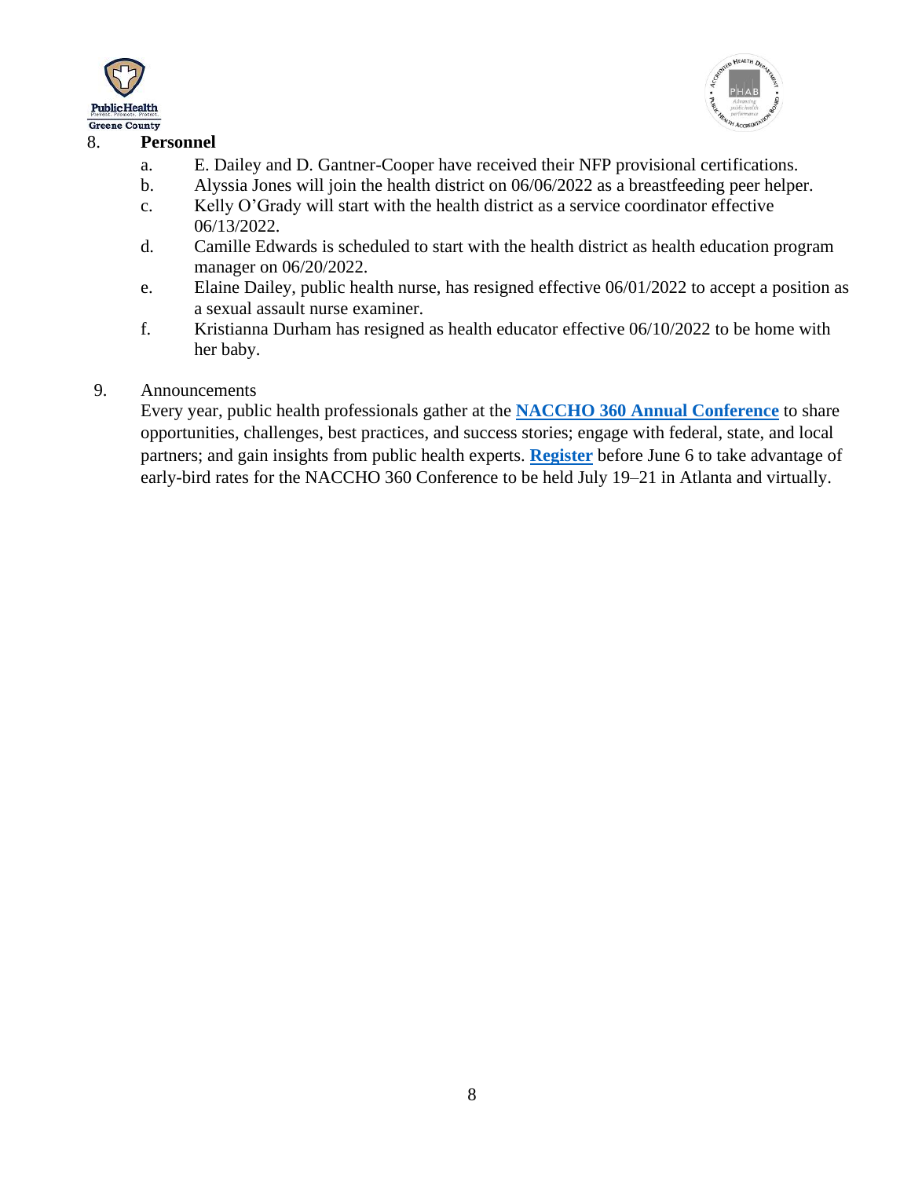8. **Personnel**

   a. E. Dailey and D. Gantner-Cooper have received their NFP provisional certifications.
   b. Alyssia Jones will join the health district on 06/06/2022 as a breastfeeding peer helper.
   c. Kelly O'Grady will start with the health district as a service coordinator effective 06/13/2022.
   d. Camille Edwards is scheduled to start with the health district as health education program manager on 06/20/2022.
   e. Elaine Dailey, public health nurse, has resigned effective 06/01/2022 to accept a position as a sexual assault nurse examiner.
   f. Kristianna Durham has resigned as health educator effective 06/10/2022 to be home with her baby.

9. Announcements

   Every year, public health professionals gather at the **NACCHO 360 Annual Conference** to share opportunities, challenges, best practices, and success stories; engage with federal, state, and local partners; and gain insights from public health experts. **Register** before June 6 to take advantage of early-bird rates for the NACCHO 360 Conference to be held July 19–21 in Atlanta and virtually.